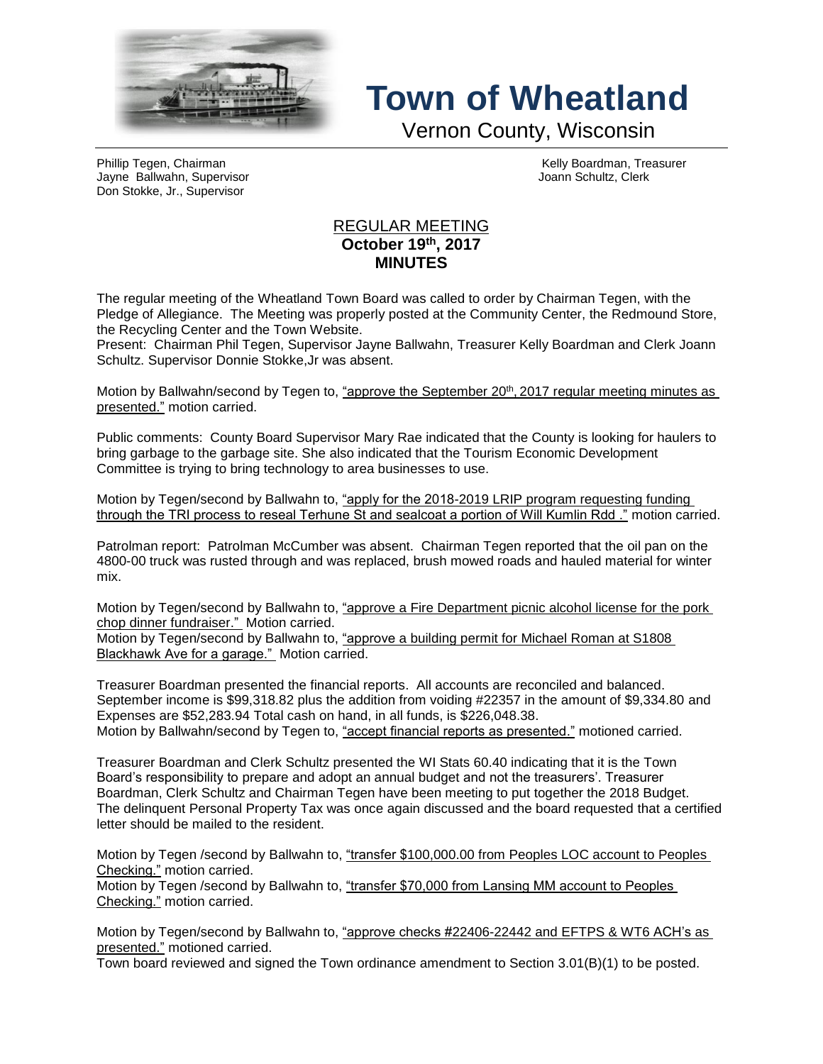# Town of Wheatland

Vernon County, Wisconsin

Phillip Tegen, Chairman
Jayne Ballwahn, Supervisor
Don Stokke, Jr., Supervisor

Kelly Boardman, Treasurer
Joann Schultz, Clerk

## REGULAR MEETING
**October 19th, 2017**
**MINUTES**

The regular meeting of the Wheatland Town Board was called to order by Chairman Tegen, with the Pledge of Allegiance. The Meeting was properly posted at the Community Center, the Redmound Store, the Recycling Center and the Town Website.

Present: Chairman Phil Tegen, Supervisor Jayne Ballwahn, Treasurer Kelly Boardman and Clerk Joann Schultz. Supervisor Donnie Stokke,Jr was absent.

Motion by Ballwahn/second by Tegen to, "approve the September 20th, 2017 regular meeting minutes as presented." motion carried.

Public comments: County Board Supervisor Mary Rae indicated that the County is looking for haulers to bring garbage to the garbage site. She also indicated that the Tourism Economic Development Committee is trying to bring technology to area businesses to use.

Motion by Tegen/second by Ballwahn to, "apply for the 2018-2019 LRIP program requesting funding through the TRI process to reseal Terhune St and sealcoat a portion of Will Kumlin Rdd ." motion carried.

Patrolman report: Patrolman McCumber was absent. Chairman Tegen reported that the oil pan on the 4800-00 truck was rusted through and was replaced, brush mowed roads and hauled material for winter mix.

Motion by Tegen/second by Ballwahn to, "approve a Fire Department picnic alcohol license for the pork chop dinner fundraiser." Motion carried.

Motion by Tegen/second by Ballwahn to, "approve a building permit for Michael Roman at S1808 Blackhawk Ave for a garage." Motion carried.

Treasurer Boardman presented the financial reports. All accounts are reconciled and balanced. September income is $99,318.82 plus the addition from voiding #22357 in the amount of $9,334.80 and Expenses are $52,283.94 Total cash on hand, in all funds, is $226,048.38.

Motion by Ballwahn/second by Tegen to, "accept financial reports as presented." motioned carried.

Treasurer Boardman and Clerk Schultz presented the WI Stats 60.40 indicating that it is the Town Board's responsibility to prepare and adopt an annual budget and not the treasurers'. Treasurer Boardman, Clerk Schultz and Chairman Tegen have been meeting to put together the 2018 Budget. The delinquent Personal Property Tax was once again discussed and the board requested that a certified letter should be mailed to the resident.

Motion by Tegen /second by Ballwahn to, "transfer $100,000.00 from Peoples LOC account to Peoples Checking." motion carried.

Motion by Tegen /second by Ballwahn to, "transfer $70,000 from Lansing MM account to Peoples Checking." motion carried.

Motion by Tegen/second by Ballwahn to, "approve checks #22406-22442 and EFTPS & WT6 ACH's as presented." motioned carried.

Town board reviewed and signed the Town ordinance amendment to Section 3.01(B)(1) to be posted.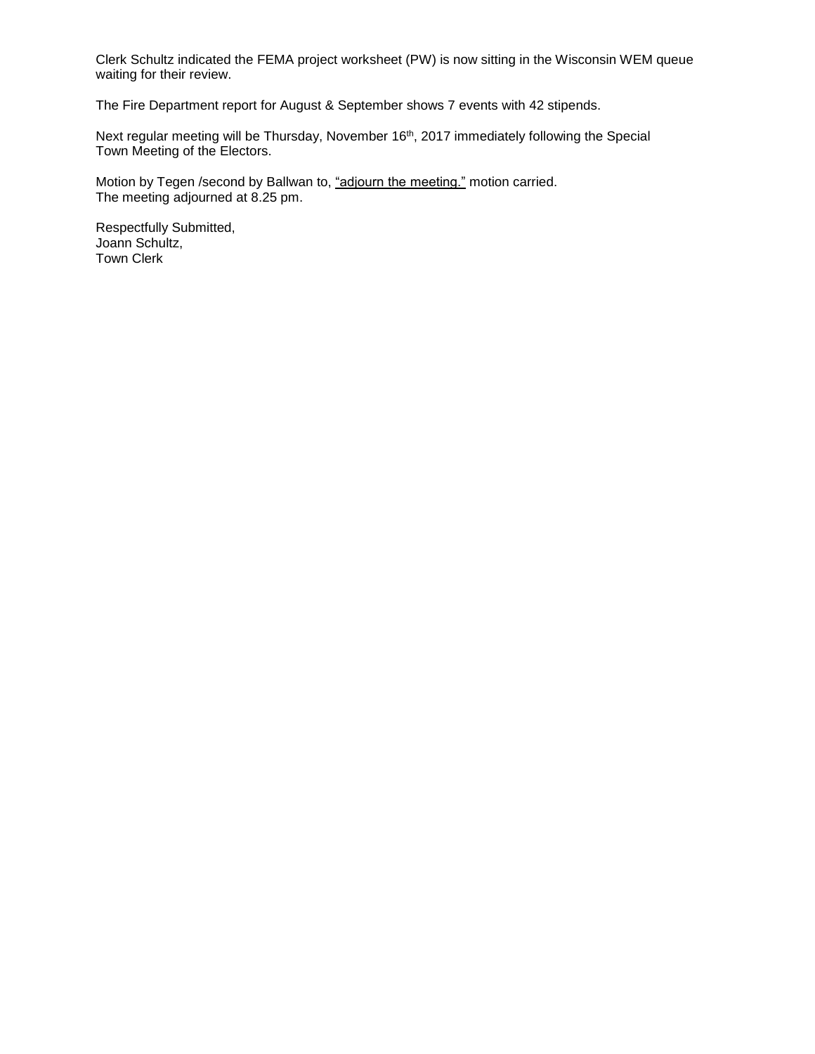Clerk Schultz indicated the FEMA project worksheet (PW) is now sitting in the Wisconsin WEM queue waiting for their review.

The Fire Department report for August & September shows 7 events with 42 stipends.

Next regular meeting will be Thursday, November 16th, 2017 immediately following the Special Town Meeting of the Electors.

Motion by Tegen /second by Ballwan to, "adjourn the meeting." motion carried.
The meeting adjourned at 8.25 pm.

Respectfully Submitted,
Joann Schultz,
Town Clerk